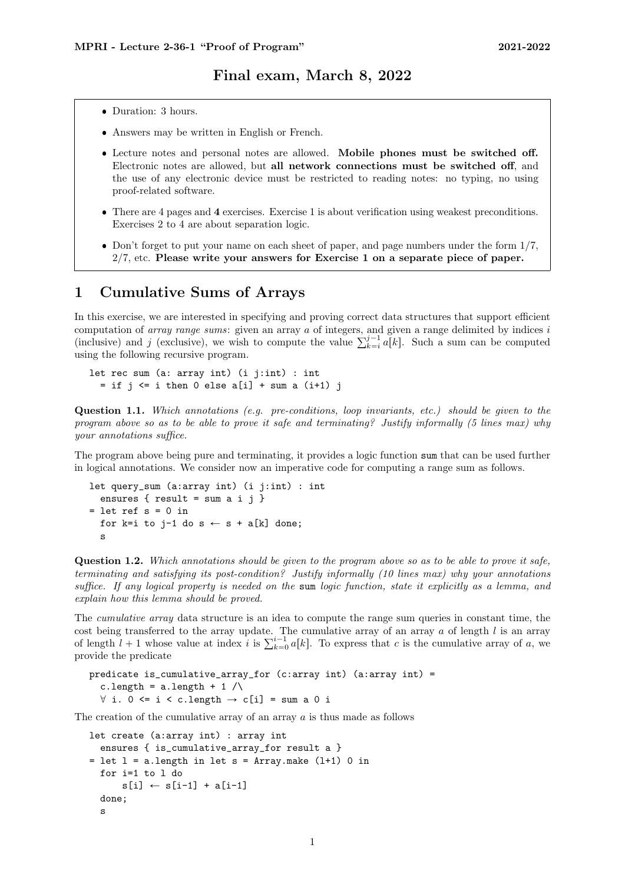# Final exam, March 8, 2022

- Duration: 3 hours.
- Answers may be written in English or French.
- Lecture notes and personal notes are allowed. **Mobile phones must be switched off.** Electronic notes are allowed, but **all network connections must be switched off**, and the use of any electronic device must be restricted to reading notes: no typing, no using proof-related software.
- There are 4 pages and **4** exercises. Exercise 1 is about verification using weakest preconditions. Exercises 2 to 4 are about separation logic.
- Don't forget to put your name on each sheet of paper, and page numbers under the form 1/7, 2/7, etc. **Please write your answers for Exercise 1 on a separate piece of paper.**

## 1 Cumulative Sums of Arrays

In this exercise, we are interested in specifying and proving correct data structures that support efficient computation of *array range sums*: given an array $a$ of integers, and given a range delimited by indices $i$ (inclusive) and $j$ (exclusive), we wish to compute the value $\sum_{k=i}^{j-1} a[k]$. Such a sum can be computed using the following recursive program.

```
let rec sum (a: array int) (i j:int) : int
  = if j <= i then 0 else a[i] + sum a (i+1) j
```

**Question 1.1.** *Which annotations (e.g. pre-conditions, loop invariants, etc.) should be given to the program above so as to be able to prove it safe and terminating? Justify informally (5 lines max) why your annotations suffice.*

The program above being pure and terminating, it provides a logic function `sum` that can be used further in logical annotations. We consider now an imperative code for computing a range sum as follows.

```
let query_sum (a:array int) (i j:int) : int
  ensures { result = sum a i j }
= let ref s = 0 in
  for k=i to j-1 do s ← s + a[k] done;
  s
```

**Question 1.2.** *Which annotations should be given to the program above so as to be able to prove it safe, terminating and satisfying its post-condition? Justify informally (10 lines max) why your annotations suffice. If any logical property is needed on the* `sum` *logic function, state it explicitly as a lemma, and explain how this lemma should be proved.*

The *cumulative array* data structure is an idea to compute the range sum queries in constant time, the cost being transferred to the array update. The cumulative array of an array $a$ of length $l$ is an array of length $l + 1$ whose value at index $i$ is $\sum_{k=0}^{i-1} a[k]$. To express that $c$ is the cumulative array of $a$, we provide the predicate

```
predicate is_cumulative_array_for (c:array int) (a:array int) =
  c.length = a.length + 1 /\
  ∀ i. 0 <= i < c.length → c[i] = sum a 0 i
```

The creation of the cumulative array of an array $a$ is thus made as follows

```
let create (a:array int) : array int
  ensures { is_cumulative_array_for result a }
= let l = a.length in let s = Array.make (l+1) 0 in
  for i=1 to l do
      s[i] ← s[i-1] + a[i-1]
  done;
  s
```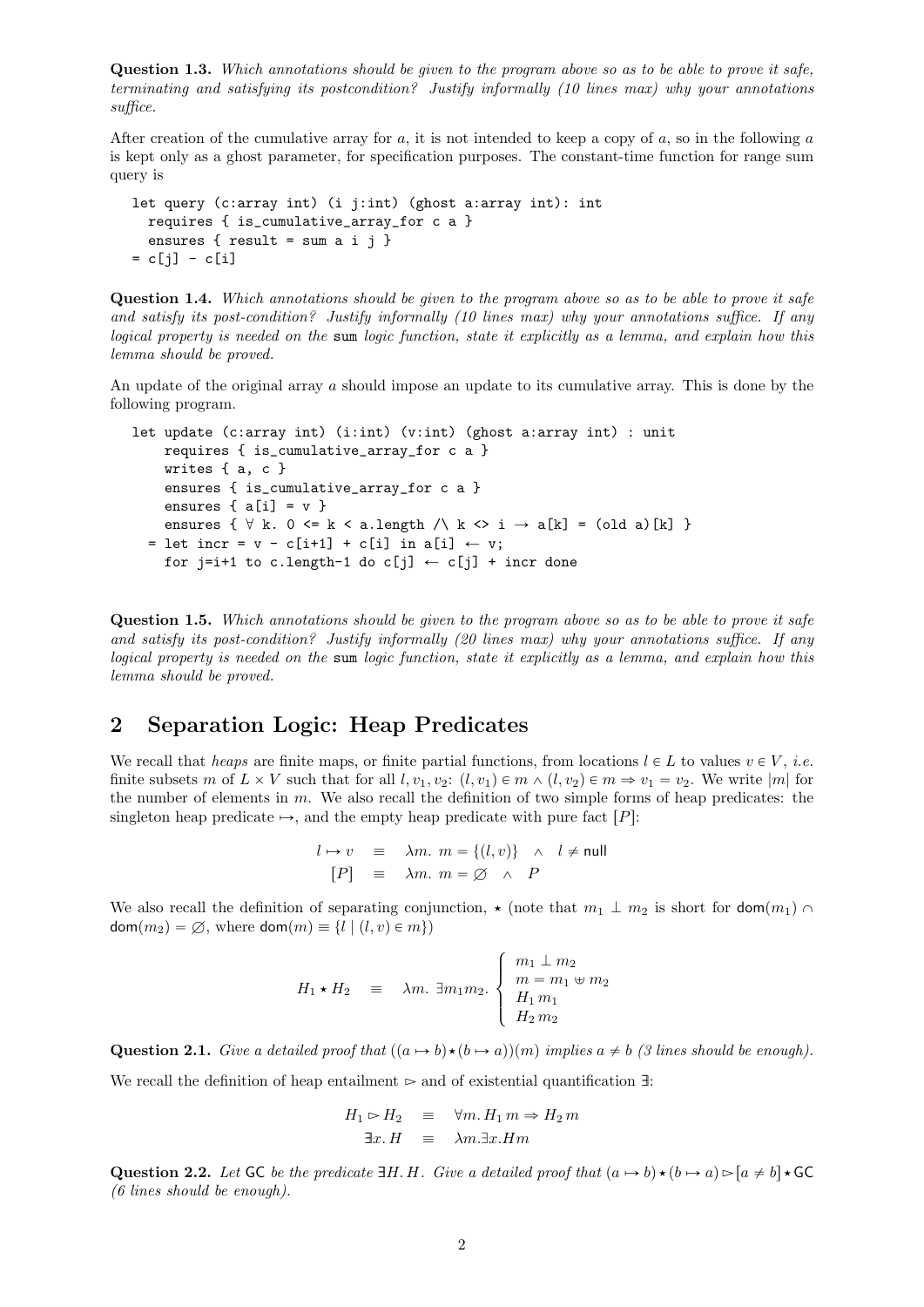**Question 1.3.** *Which annotations should be given to the program above so as to be able to prove it safe, terminating and satisfying its postcondition? Justify informally (10 lines max) why your annotations suffice.*

After creation of the cumulative array for $a$, it is not intended to keep a copy of $a$, so in the following $a$ is kept only as a ghost parameter, for specification purposes. The constant-time function for range sum query is

```
let query (c:array int) (i j:int) (ghost a:array int): int
  requires { is_cumulative_array_for c a }
  ensures { result = sum a i j }
= c[j] - c[i]
```

**Question 1.4.** *Which annotations should be given to the program above so as to be able to prove it safe and satisfy its post-condition? Justify informally (10 lines max) why your annotations suffice. If any logical property is needed on the* `sum` *logic function, state it explicitly as a lemma, and explain how this lemma should be proved.*

An update of the original array $a$ should impose an update to its cumulative array. This is done by the following program.

```
let update (c:array int) (i:int) (v:int) (ghost a:array int) : unit
    requires { is_cumulative_array_for c a }
    writes { a, c }
    ensures { is_cumulative_array_for c a }
    ensures { a[i] = v }
    ensures { ∀ k. 0 <= k < a.length /\ k <> i → a[k] = (old a)[k] }
  = let incr = v - c[i+1] + c[i] in a[i] ← v;
    for j=i+1 to c.length-1 do c[j] ← c[j] + incr done
```

**Question 1.5.** *Which annotations should be given to the program above so as to be able to prove it safe and satisfy its post-condition? Justify informally (20 lines max) why your annotations suffice. If any logical property is needed on the* `sum` *logic function, state it explicitly as a lemma, and explain how this lemma should be proved.*

## 2 Separation Logic: Heap Predicates

We recall that *heaps* are finite maps, or finite partial functions, from locations $l \in L$ to values $v \in V$, *i.e.* finite subsets $m$ of $L \times V$ such that for all $l, v_1, v_2$: $(l, v_1) \in m \wedge (l, v_2) \in m \Rightarrow v_1 = v_2$. We write $|m|$ for the number of elements in $m$. We also recall the definition of two simple forms of heap predicates: the singleton heap predicate $\mapsto$, and the empty heap predicate with pure fact $[P]$:

$$
\begin{aligned}
l \mapsto v \quad &\equiv \quad \lambda m.\ m = \{(l, v)\} \quad \wedge \quad l \neq \mathsf{null} \\
[P] \quad &\equiv \quad \lambda m.\ m = \varnothing \quad \wedge \quad P
\end{aligned}
$$

We also recall the definition of separating conjunction, $\star$ (note that $m_1 \perp m_2$ is short for $\mathsf{dom}(m_1) \cap \mathsf{dom}(m_2) = \varnothing$, where $\mathsf{dom}(m) \equiv \{l \mid (l, v) \in m\}$)

$$
H_1 \star H_2 \quad \equiv \quad \lambda m.\ \exists m_1 m_2. \left\{ \begin{array}{l} m_1 \perp m_2 \\ m = m_1 \uplus m_2 \\ H_1\, m_1 \\ H_2\, m_2 \end{array} \right.
$$

**Question 2.1.** *Give a detailed proof that $((a \mapsto b) \star (b \mapsto a))(m)$ implies $a \neq b$ (3 lines should be enough).*

We recall the definition of heap entailment $\rhd$ and of existential quantification $\exists$:

$$
\begin{aligned}
H_1 \rhd H_2 \quad &\equiv \quad \forall m.\, H_1\, m \Rightarrow H_2\, m \\
\exists x.\, H \quad &\equiv \quad \lambda m. \exists x. H m
\end{aligned}
$$

**Question 2.2.** *Let* $\mathsf{GC}$ *be the predicate $\exists H.\, H$. Give a detailed proof that $(a \mapsto b) \star (b \mapsto a) \rhd [a \neq b] \star \mathsf{GC}$ (6 lines should be enough).*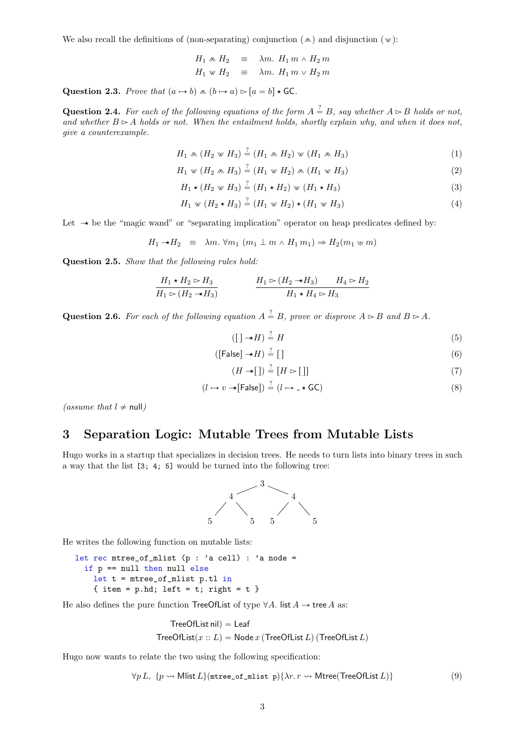We also recall the definitions of (non-separating) conjunction ($\curlywedge$) and disjunction ($\curlyvee$):

$$
\begin{aligned}
H_1 \curlywedge H_2 &\equiv \lambda m.\ H_1\, m \land H_2\, m \\
H_1 \curlyvee H_2 &\equiv \lambda m.\ H_1\, m \lor H_2\, m
\end{aligned}
$$

**Question 2.3.** *Prove that* $(a \mapsto b) \curlywedge (b \mapsto a) \rhd [a = b] \star \mathsf{GC}$.

**Question 2.4.** *For each of the following equations of the form* $A \stackrel{?}{=} B$, *say whether* $A \rhd B$ *holds or not, and whether* $B \rhd A$ *holds or not. When the entailment holds, shortly explain why, and when it does not, give a counterexample.*

$$H_1 \curlywedge (H_2 \curlyvee H_3) \stackrel{?}{=} (H_1 \curlywedge H_2) \curlyvee (H_1 \curlywedge H_3) \tag{1}$$

$$H_1 \curlyvee (H_2 \curlywedge H_3) \stackrel{?}{=} (H_1 \curlyvee H_2) \curlywedge (H_1 \curlyvee H_3) \tag{2}$$

$$H_1 \star (H_2 \curlyvee H_3) \stackrel{?}{=} (H_1 \star H_2) \curlyvee (H_1 \star H_3) \tag{3}$$

$$H_1 \curlyvee (H_2 \star H_3) \stackrel{?}{=} (H_1 \curlyvee H_2) \star (H_1 \curlyvee H_3) \tag{4}$$

Let $\mathrel{-\!\!\star}$ be the "magic wand" or "separating implication" operator on heap predicates defined by:

$$H_1 \mathrel{-\!\!\star} H_2 \quad \equiv \quad \lambda m.\ \forall m_1\ (m_1 \perp m \land H_1\, m_1) \Rightarrow H_2(m_1 \uplus m)$$

**Question 2.5.** *Show that the following rules hold:*

$$
\frac{H_1 \star H_2 \rhd H_3}{H_1 \rhd (H_2 \mathrel{-\!\!\star} H_3)}
\qquad\qquad
\frac{H_1 \rhd (H_2 \mathrel{-\!\!\star} H_3) \qquad H_4 \rhd H_2}{H_1 \star H_4 \rhd H_3}
$$

**Question 2.6.** *For each of the following equation* $A \stackrel{?}{=} B$, *prove or disprove* $A \rhd B$ *and* $B \rhd A$.

$$([\,] \mathrel{-\!\!\star} H) \stackrel{?}{=} H \tag{5}$$

$$([\mathsf{False}] \mathrel{-\!\!\star} H) \stackrel{?}{=} [\,] \tag{6}$$

$$(H \mathrel{-\!\!\star} [\,]) \stackrel{?}{=} [H \rhd [\,]] \tag{7}$$

$$(l \mapsto v \mathrel{-\!\!\star} [\mathsf{False}]) \stackrel{?}{=} (l \mapsto \_ \star \mathsf{GC}) \tag{8}$$

*(assume that* $l \neq \mathsf{null}$*)*

# 3 Separation Logic: Mutable Trees from Mutable Lists

Hugo works in a startup that specializes in decision trees. He needs to turn lists into binary trees in such a way that the list `[3; 4; 5]` would be turned into the following tree:

3

4 4

5 5 5 5

He writes the following function on mutable lists:

```
let rec mtree_of_mlist (p : 'a cell) : 'a node =
  if p == null then null else
    let t = mtree_of_mlist p.tl in
    { item = p.hd; left = t; right = t }
```

He also defines the pure function TreeOfList of type $\forall A.\ \mathsf{list}\ A \to \mathsf{tree}\ A$ as:

$$
\begin{aligned}
\mathsf{TreeOfList}\ \mathsf{nil}) &= \mathsf{Leaf} \\
\mathsf{TreeOfList}(x :: L) &= \mathsf{Node}\ x\ (\mathsf{TreeOfList}\ L)\ (\mathsf{TreeOfList}\ L)
\end{aligned}
$$

Hugo now wants to relate the two using the following specification:

$$\forall p\, L,\ \{p \leadsto \mathsf{Mlist}\ L\}(\texttt{mtree\_of\_mlist p})\{\lambda r.\ r \leadsto \mathsf{Mtree}(\mathsf{TreeOfList}\ L)\} \tag{9}$$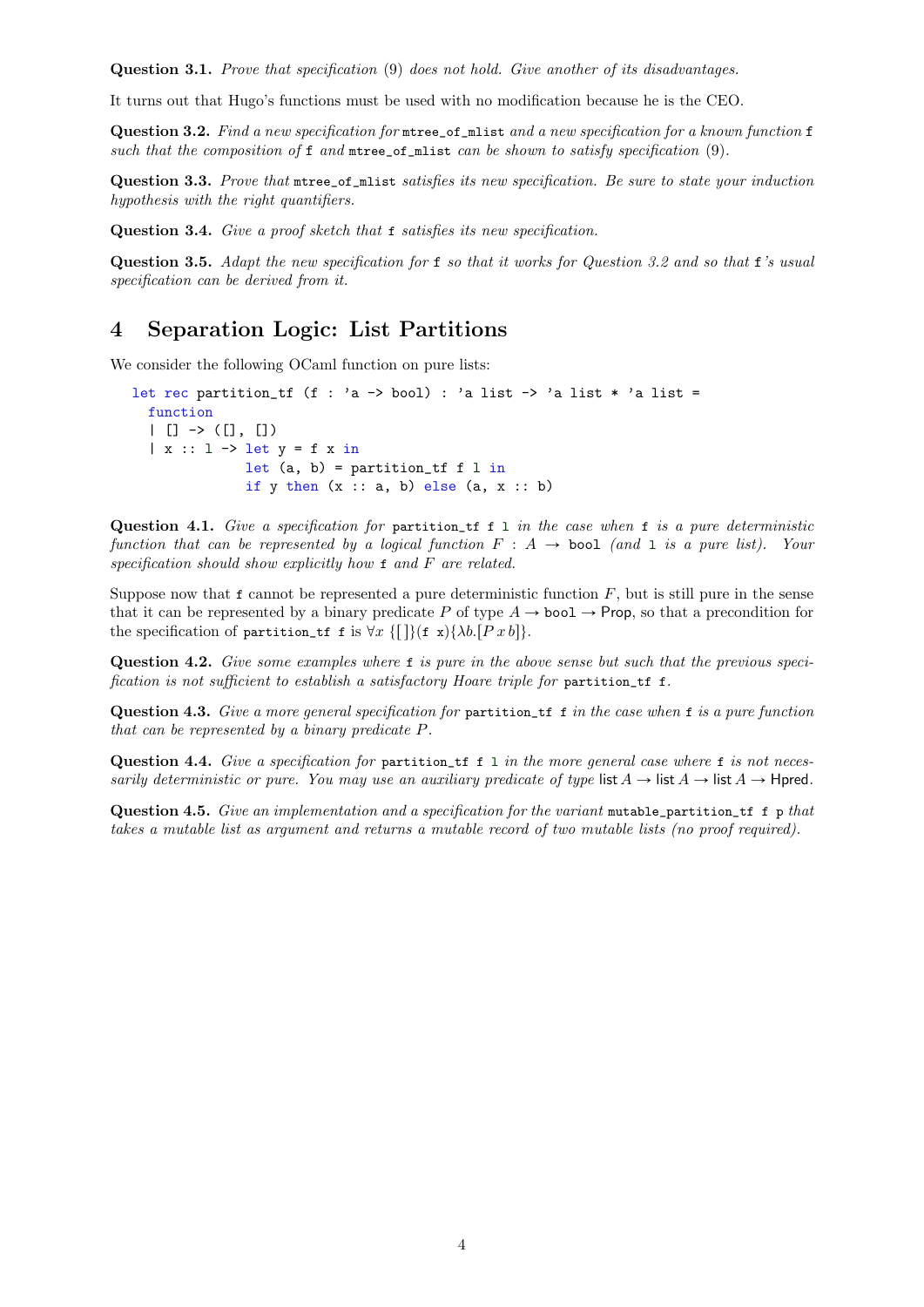**Question 3.1.** *Prove that specification (9) does not hold. Give another of its disadvantages.*

It turns out that Hugo's functions must be used with no modification because he is the CEO.

**Question 3.2.** *Find a new specification for* `mtree_of_mlist` *and a new specification for a known function* `f` *such that the composition of* `f` *and* `mtree_of_mlist` *can be shown to satisfy specification (9).*

**Question 3.3.** *Prove that* `mtree_of_mlist` *satisfies its new specification. Be sure to state your induction hypothesis with the right quantifiers.*

**Question 3.4.** *Give a proof sketch that* `f` *satisfies its new specification.*

**Question 3.5.** *Adapt the new specification for* `f` *so that it works for Question 3.2 and so that* `f`*'s usual specification can be derived from it.*

## 4 Separation Logic: List Partitions

We consider the following OCaml function on pure lists:

```
let rec partition_tf (f : 'a -> bool) : 'a list -> 'a list * 'a list =
  function
  | [] -> ([], [])
  | x :: l -> let y = f x in
              let (a, b) = partition_tf f l in
              if y then (x :: a, b) else (a, x :: b)
```

**Question 4.1.** *Give a specification for* `partition_tf f l` *in the case when* `f` *is a pure deterministic function that can be represented by a logical function* $F : A \to$ `bool` *(and* `l` *is a pure list). Your specification should show explicitly how* `f` *and* $F$ *are related.*

Suppose now that `f` cannot be represented a pure deterministic function $F$, but is still pure in the sense that it can be represented by a binary predicate $P$ of type $A \to \texttt{bool} \to \mathsf{Prop}$, so that a precondition for the specification of `partition_tf f` is $\forall x\, \{[\,]\}(\texttt{f x})\{\lambda b.[P\, x\, b]\}$.

**Question 4.2.** *Give some examples where* `f` *is pure in the above sense but such that the previous specification is not sufficient to establish a satisfactory Hoare triple for* `partition_tf f`.

**Question 4.3.** *Give a more general specification for* `partition_tf f` *in the case when* `f` *is a pure function that can be represented by a binary predicate* $P$.

**Question 4.4.** *Give a specification for* `partition_tf f l` *in the more general case where* `f` *is not necessarily deterministic or pure. You may use an auxiliary predicate of type* $\mathsf{list}\, A \to \mathsf{list}\, A \to \mathsf{list}\, A \to \mathsf{Hpred}$.

**Question 4.5.** *Give an implementation and a specification for the variant* `mutable_partition_tf f p` *that takes a mutable list as argument and returns a mutable record of two mutable lists (no proof required).*